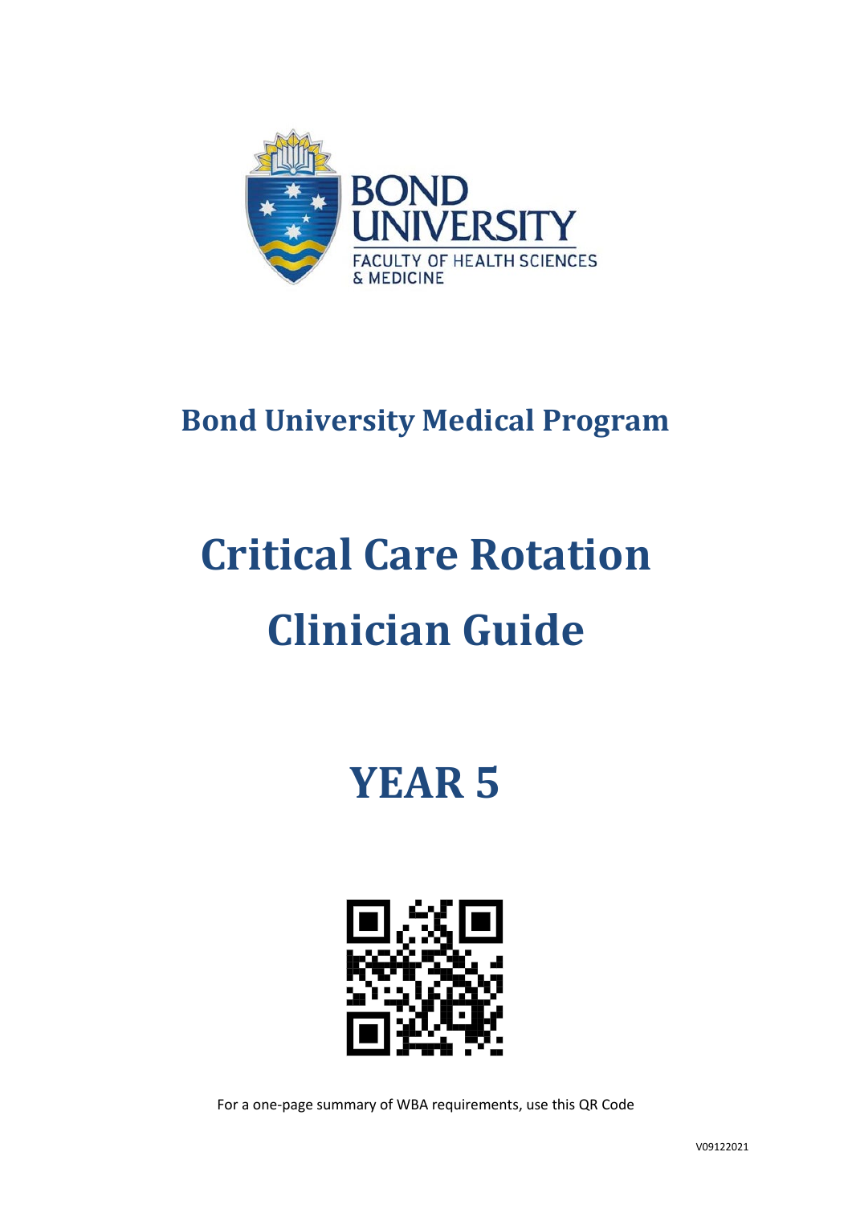BOND UNIVERSITY

FACULTY OF HEALTH SCIENCES & MEDICINE

## Bond University Medical Program

# Critical Care Rotation

# Clinician Guide

# YEAR 5

For a one-page summary of WBA requirements, use this QR Code

V09122021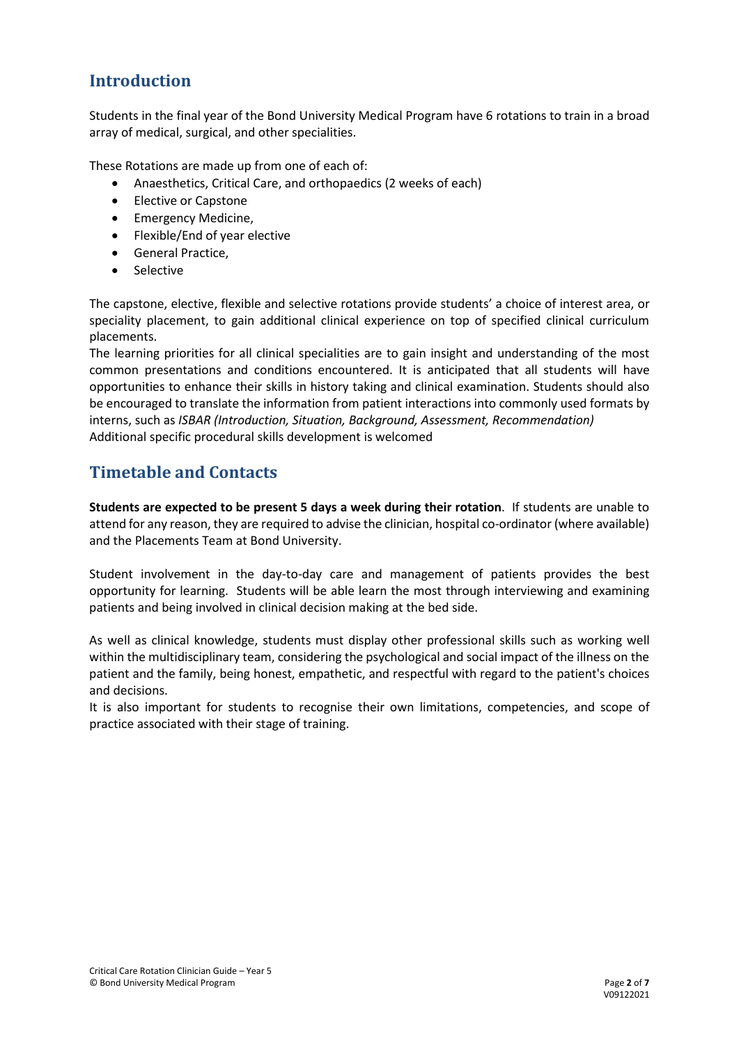## Introduction

Students in the final year of the Bond University Medical Program have 6 rotations to train in a broad array of medical, surgical, and other specialities.

These Rotations are made up from one of each of:

- Anaesthetics, Critical Care, and orthopaedics (2 weeks of each)
- Elective or Capstone
- Emergency Medicine,
- Flexible/End of year elective
- General Practice,
- Selective

The capstone, elective, flexible and selective rotations provide students' a choice of interest area, or speciality placement, to gain additional clinical experience on top of specified clinical curriculum placements.

The learning priorities for all clinical specialities are to gain insight and understanding of the most common presentations and conditions encountered. It is anticipated that all students will have opportunities to enhance their skills in history taking and clinical examination. Students should also be encouraged to translate the information from patient interactions into commonly used formats by interns, such as *ISBAR (Introduction, Situation, Background, Assessment, Recommendation)*
Additional specific procedural skills development is welcomed

## Timetable and Contacts

**Students are expected to be present 5 days a week during their rotation**. If students are unable to attend for any reason, they are required to advise the clinician, hospital co-ordinator (where available) and the Placements Team at Bond University.

Student involvement in the day-to-day care and management of patients provides the best opportunity for learning. Students will be able learn the most through interviewing and examining patients and being involved in clinical decision making at the bed side.

As well as clinical knowledge, students must display other professional skills such as working well within the multidisciplinary team, considering the psychological and social impact of the illness on the patient and the family, being honest, empathetic, and respectful with regard to the patient's choices and decisions.

It is also important for students to recognise their own limitations, competencies, and scope of practice associated with their stage of training.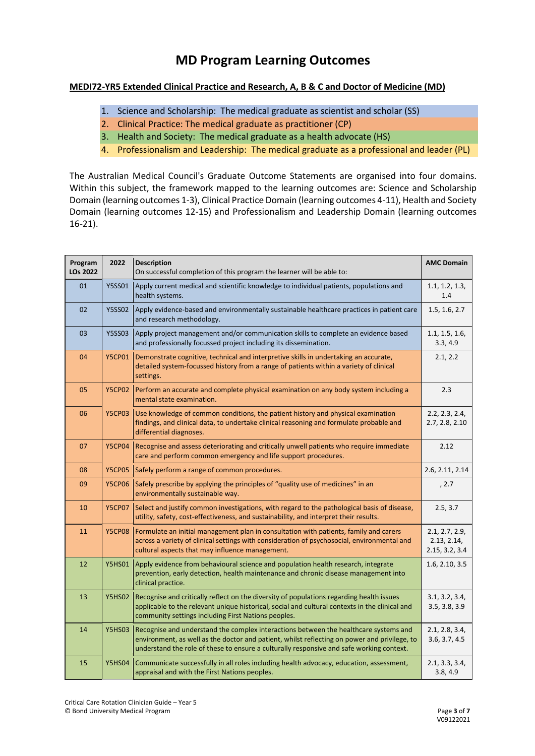# MD Program Learning Outcomes

**MEDI72-YR5 Extended Clinical Practice and Research, A, B & C and Doctor of Medicine (MD)**

1. Science and Scholarship: The medical graduate as scientist and scholar (SS)
2. Clinical Practice: The medical graduate as practitioner (CP)
3. Health and Society: The medical graduate as a health advocate (HS)
4. Professionalism and Leadership: The medical graduate as a professional and leader (PL)

The Australian Medical Council's Graduate Outcome Statements are organised into four domains. Within this subject, the framework mapped to the learning outcomes are: Science and Scholarship Domain (learning outcomes 1-3), Clinical Practice Domain (learning outcomes 4-11), Health and Society Domain (learning outcomes 12-15) and Professionalism and Leadership Domain (learning outcomes 16-21).

| Program LOs 2022 | 2022 | Description<br>On successful completion of this program the learner will be able to: | AMC Domain |
|---|---|---|---|
| 01 | Y5SS01 | Apply current medical and scientific knowledge to individual patients, populations and health systems. | 1.1, 1.2, 1.3, 1.4 |
| 02 | Y5SS02 | Apply evidence-based and environmentally sustainable healthcare practices in patient care and research methodology. | 1.5, 1.6, 2.7 |
| 03 | Y5SS03 | Apply project management and/or communication skills to complete an evidence based and professionally focussed project including its dissemination. | 1.1, 1.5, 1.6, 3.3, 4.9 |
| 04 | Y5CP01 | Demonstrate cognitive, technical and interpretive skills in undertaking an accurate, detailed system-focussed history from a range of patients within a variety of clinical settings. | 2.1, 2.2 |
| 05 | Y5CP02 | Perform an accurate and complete physical examination on any body system including a mental state examination. | 2.3 |
| 06 | Y5CP03 | Use knowledge of common conditions, the patient history and physical examination findings, and clinical data, to undertake clinical reasoning and formulate probable and differential diagnoses. | 2.2, 2.3, 2.4, 2.7, 2.8, 2.10 |
| 07 | Y5CP04 | Recognise and assess deteriorating and critically unwell patients who require immediate care and perform common emergency and life support procedures. | 2.12 |
| 08 | Y5CP05 | Safely perform a range of common procedures. | 2.6, 2.11, 2.14 |
| 09 | Y5CP06 | Safely prescribe by applying the principles of "quality use of medicines" in an environmentally sustainable way. | , 2.7 |
| 10 | Y5CP07 | Select and justify common investigations, with regard to the pathological basis of disease, utility, safety, cost-effectiveness, and sustainability, and interpret their results. | 2.5, 3.7 |
| 11 | Y5CP08 | Formulate an initial management plan in consultation with patients, family and carers across a variety of clinical settings with consideration of psychosocial, environmental and cultural aspects that may influence management. | 2.1, 2.7, 2.9, 2.13, 2.14, 2.15, 3.2, 3.4 |
| 12 | Y5HS01 | Apply evidence from behavioural science and population health research, integrate prevention, early detection, health maintenance and chronic disease management into clinical practice. | 1.6, 2.10, 3.5 |
| 13 | Y5HS02 | Recognise and critically reflect on the diversity of populations regarding health issues applicable to the relevant unique historical, social and cultural contexts in the clinical and community settings including First Nations peoples. | 3.1, 3.2, 3.4, 3.5, 3.8, 3.9 |
| 14 | Y5HS03 | Recognise and understand the complex interactions between the healthcare systems and environment, as well as the doctor and patient, whilst reflecting on power and privilege, to understand the role of these to ensure a culturally responsive and safe working context. | 2.1, 2.8, 3.4, 3.6, 3.7, 4.5 |
| 15 | Y5HS04 | Communicate successfully in all roles including health advocacy, education, assessment, appraisal and with the First Nations peoples. | 2.1, 3.3, 3.4, 3.8, 4.9 |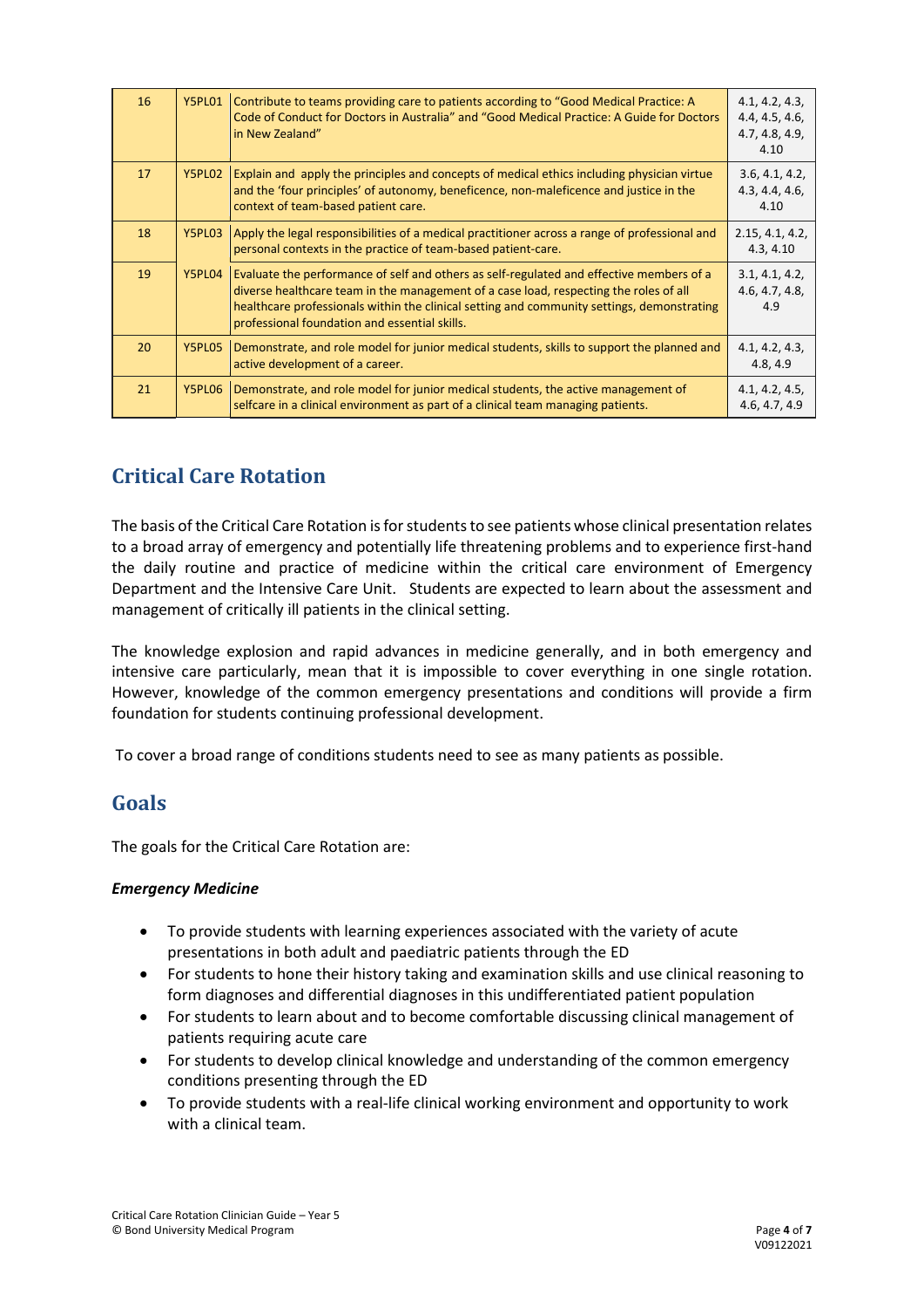| 16 | Y5PL01 | Contribute to teams providing care to patients according to "Good Medical Practice: A Code of Conduct for Doctors in Australia" and "Good Medical Practice: A Guide for Doctors in New Zealand" | 4.1, 4.2, 4.3, 4.4, 4.5, 4.6, 4.7, 4.8, 4.9, 4.10 |
|---|---|---|---|
| 17 | Y5PL02 | Explain and apply the principles and concepts of medical ethics including physician virtue and the 'four principles' of autonomy, beneficence, non-maleficence and justice in the context of team-based patient care. | 3.6, 4.1, 4.2, 4.3, 4.4, 4.6, 4.10 |
| 18 | Y5PL03 | Apply the legal responsibilities of a medical practitioner across a range of professional and personal contexts in the practice of team-based patient-care. | 2.15, 4.1, 4.2, 4.3, 4.10 |
| 19 | Y5PL04 | Evaluate the performance of self and others as self-regulated and effective members of a diverse healthcare team in the management of a case load, respecting the roles of all healthcare professionals within the clinical setting and community settings, demonstrating professional foundation and essential skills. | 3.1, 4.1, 4.2, 4.6, 4.7, 4.8, 4.9 |
| 20 | Y5PL05 | Demonstrate, and role model for junior medical students, skills to support the planned and active development of a career. | 4.1, 4.2, 4.3, 4.8, 4.9 |
| 21 | Y5PL06 | Demonstrate, and role model for junior medical students, the active management of selfcare in a clinical environment as part of a clinical team managing patients. | 4.1, 4.2, 4.5, 4.6, 4.7, 4.9 |

## Critical Care Rotation

The basis of the Critical Care Rotation is for students to see patients whose clinical presentation relates to a broad array of emergency and potentially life threatening problems and to experience first-hand the daily routine and practice of medicine within the critical care environment of Emergency Department and the Intensive Care Unit. Students are expected to learn about the assessment and management of critically ill patients in the clinical setting.

The knowledge explosion and rapid advances in medicine generally, and in both emergency and intensive care particularly, mean that it is impossible to cover everything in one single rotation. However, knowledge of the common emergency presentations and conditions will provide a firm foundation for students continuing professional development.

To cover a broad range of conditions students need to see as many patients as possible.

## Goals

The goals for the Critical Care Rotation are:

***Emergency Medicine***

- To provide students with learning experiences associated with the variety of acute presentations in both adult and paediatric patients through the ED
- For students to hone their history taking and examination skills and use clinical reasoning to form diagnoses and differential diagnoses in this undifferentiated patient population
- For students to learn about and to become comfortable discussing clinical management of patients requiring acute care
- For students to develop clinical knowledge and understanding of the common emergency conditions presenting through the ED
- To provide students with a real-life clinical working environment and opportunity to work with a clinical team.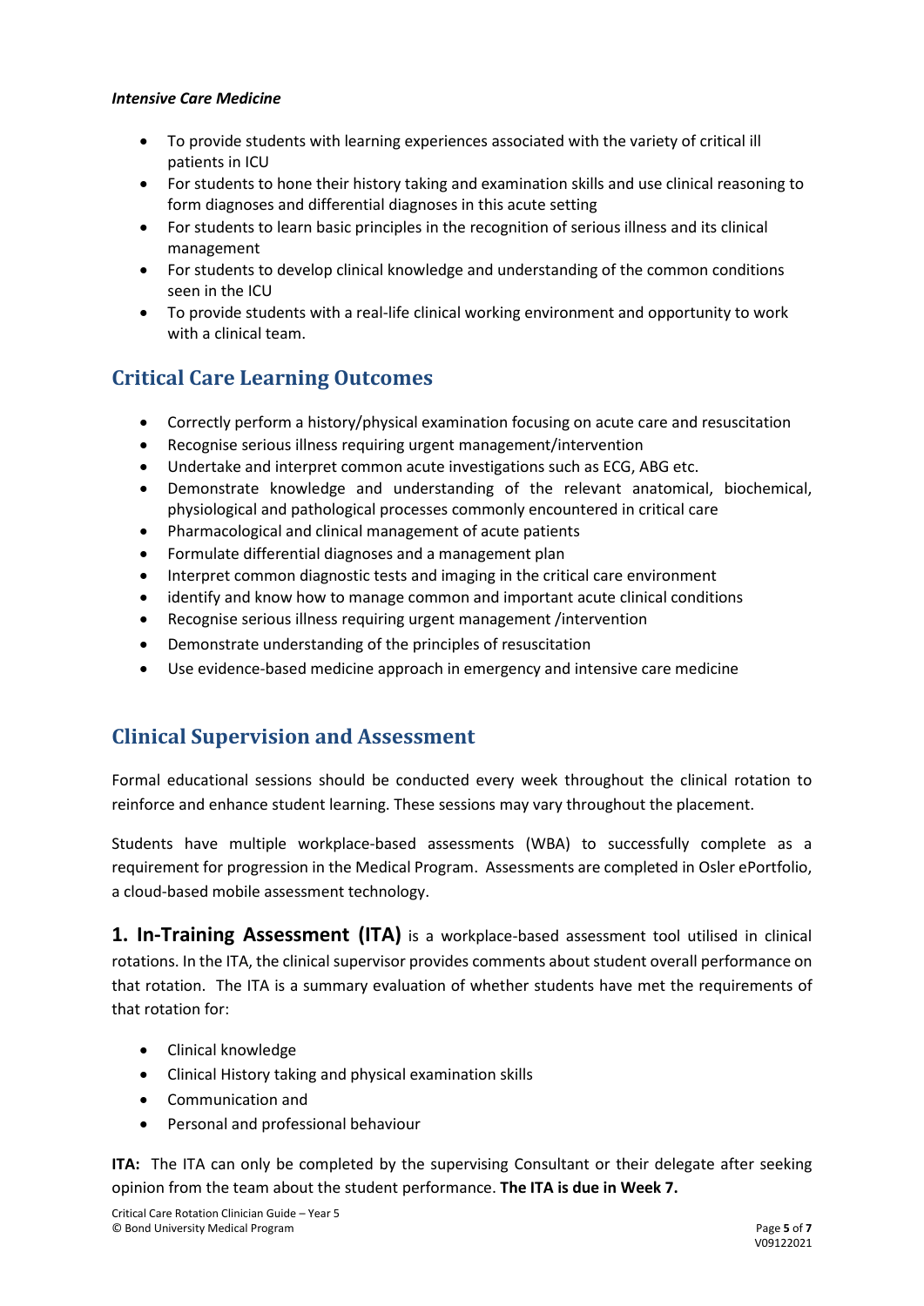***Intensive Care Medicine***

- To provide students with learning experiences associated with the variety of critical ill patients in ICU
- For students to hone their history taking and examination skills and use clinical reasoning to form diagnoses and differential diagnoses in this acute setting
- For students to learn basic principles in the recognition of serious illness and its clinical management
- For students to develop clinical knowledge and understanding of the common conditions seen in the ICU
- To provide students with a real-life clinical working environment and opportunity to work with a clinical team.

## Critical Care Learning Outcomes

- Correctly perform a history/physical examination focusing on acute care and resuscitation
- Recognise serious illness requiring urgent management/intervention
- Undertake and interpret common acute investigations such as ECG, ABG etc.
- Demonstrate knowledge and understanding of the relevant anatomical, biochemical, physiological and pathological processes commonly encountered in critical care
- Pharmacological and clinical management of acute patients
- Formulate differential diagnoses and a management plan
- Interpret common diagnostic tests and imaging in the critical care environment
- identify and know how to manage common and important acute clinical conditions
- Recognise serious illness requiring urgent management /intervention
- Demonstrate understanding of the principles of resuscitation
- Use evidence-based medicine approach in emergency and intensive care medicine

## Clinical Supervision and Assessment

Formal educational sessions should be conducted every week throughout the clinical rotation to reinforce and enhance student learning. These sessions may vary throughout the placement.

Students have multiple workplace-based assessments (WBA) to successfully complete as a requirement for progression in the Medical Program. Assessments are completed in Osler ePortfolio, a cloud-based mobile assessment technology.

**1. In-Training Assessment (ITA)** is a workplace-based assessment tool utilised in clinical rotations. In the ITA, the clinical supervisor provides comments about student overall performance on that rotation. The ITA is a summary evaluation of whether students have met the requirements of that rotation for:

- Clinical knowledge
- Clinical History taking and physical examination skills
- Communication and
- Personal and professional behaviour

**ITA:** The ITA can only be completed by the supervising Consultant or their delegate after seeking opinion from the team about the student performance. **The ITA is due in Week 7.**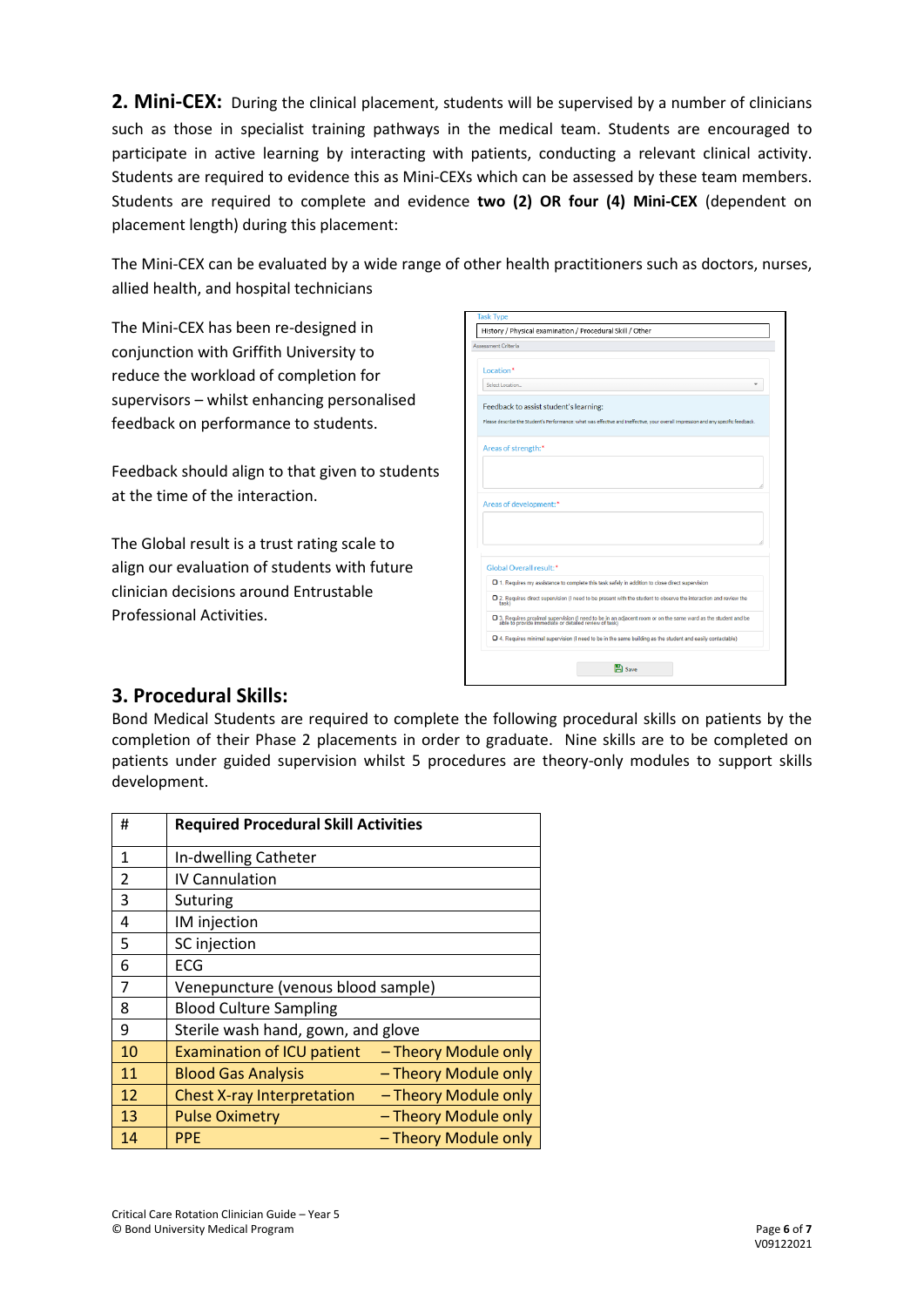**2. Mini-CEX:** During the clinical placement, students will be supervised by a number of clinicians such as those in specialist training pathways in the medical team. Students are encouraged to participate in active learning by interacting with patients, conducting a relevant clinical activity. Students are required to evidence this as Mini-CEXs which can be assessed by these team members. Students are required to complete and evidence **two (2) OR four (4) Mini-CEX** (dependent on placement length) during this placement:

The Mini-CEX can be evaluated by a wide range of other health practitioners such as doctors, nurses, allied health, and hospital technicians

The Mini-CEX has been re-designed in conjunction with Griffith University to reduce the workload of completion for supervisors – whilst enhancing personalised feedback on performance to students.

Feedback should align to that given to students at the time of the interaction.

The Global result is a trust rating scale to align our evaluation of students with future clinician decisions around Entrustable Professional Activities.

Task Type
History / Physical examination / Procedural Skill / Other
Assessment Criteria

Location *
Select Location...

Feedback to assist student's learning:
Please describe the Student's Performance: what was effective and ineffective, your overall impression and any specific feedback.

Areas of strength:*

Areas of development:*

Global Overall result:*
- 1. Requires my assistance to complete this task safely in addition to close direct supervision
- 2. Requires direct supervision (I need to be present with the student to observe the interaction and review the task)
- 3. Requires proximal supervision (I need to be in an adjacent room or on the same ward as the student and be able to provide immediate or detailed review of task)
- 4. Requires minimal supervision (I need to be in the same building as the student and easily contactable)

Save

## 3. Procedural Skills:

Bond Medical Students are required to complete the following procedural skills on patients by the completion of their Phase 2 placements in order to graduate. Nine skills are to be completed on patients under guided supervision whilst 5 procedures are theory-only modules to support skills development.

| # | Required Procedural Skill Activities |
|---|---|
| 1 | In-dwelling Catheter |
| 2 | IV Cannulation |
| 3 | Suturing |
| 4 | IM injection |
| 5 | SC injection |
| 6 | ECG |
| 7 | Venepuncture (venous blood sample) |
| 8 | Blood Culture Sampling |
| 9 | Sterile wash hand, gown, and glove |
| 10 | Examination of ICU patient – Theory Module only |
| 11 | Blood Gas Analysis – Theory Module only |
| 12 | Chest X-ray Interpretation – Theory Module only |
| 13 | Pulse Oximetry – Theory Module only |
| 14 | PPE – Theory Module only |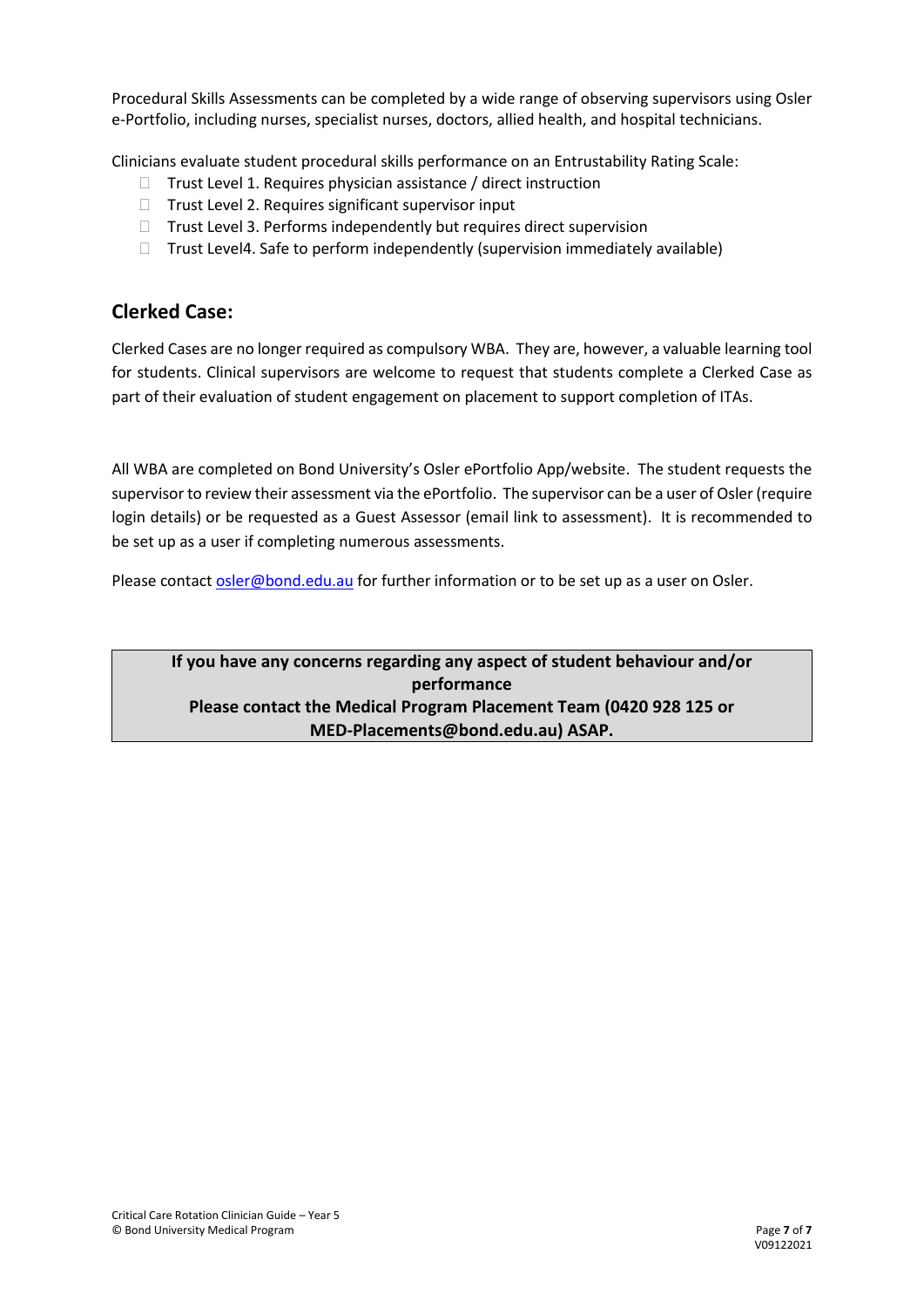Procedural Skills Assessments can be completed by a wide range of observing supervisors using Osler e-Portfolio, including nurses, specialist nurses, doctors, allied health, and hospital technicians.

Clinicians evaluate student procedural skills performance on an Entrustability Rating Scale:

- Trust Level 1. Requires physician assistance / direct instruction
- Trust Level 2. Requires significant supervisor input
- Trust Level 3. Performs independently but requires direct supervision
- Trust Level4. Safe to perform independently (supervision immediately available)

## Clerked Case:

Clerked Cases are no longer required as compulsory WBA. They are, however, a valuable learning tool for students. Clinical supervisors are welcome to request that students complete a Clerked Case as part of their evaluation of student engagement on placement to support completion of ITAs.

All WBA are completed on Bond University's Osler ePortfolio App/website. The student requests the supervisor to review their assessment via the ePortfolio. The supervisor can be a user of Osler (require login details) or be requested as a Guest Assessor (email link to assessment). It is recommended to be set up as a user if completing numerous assessments.

Please contact osler@bond.edu.au for further information or to be set up as a user on Osler.

**If you have any concerns regarding any aspect of student behaviour and/or performance**
**Please contact the Medical Program Placement Team (0420 928 125 or MED-Placements@bond.edu.au) ASAP.**